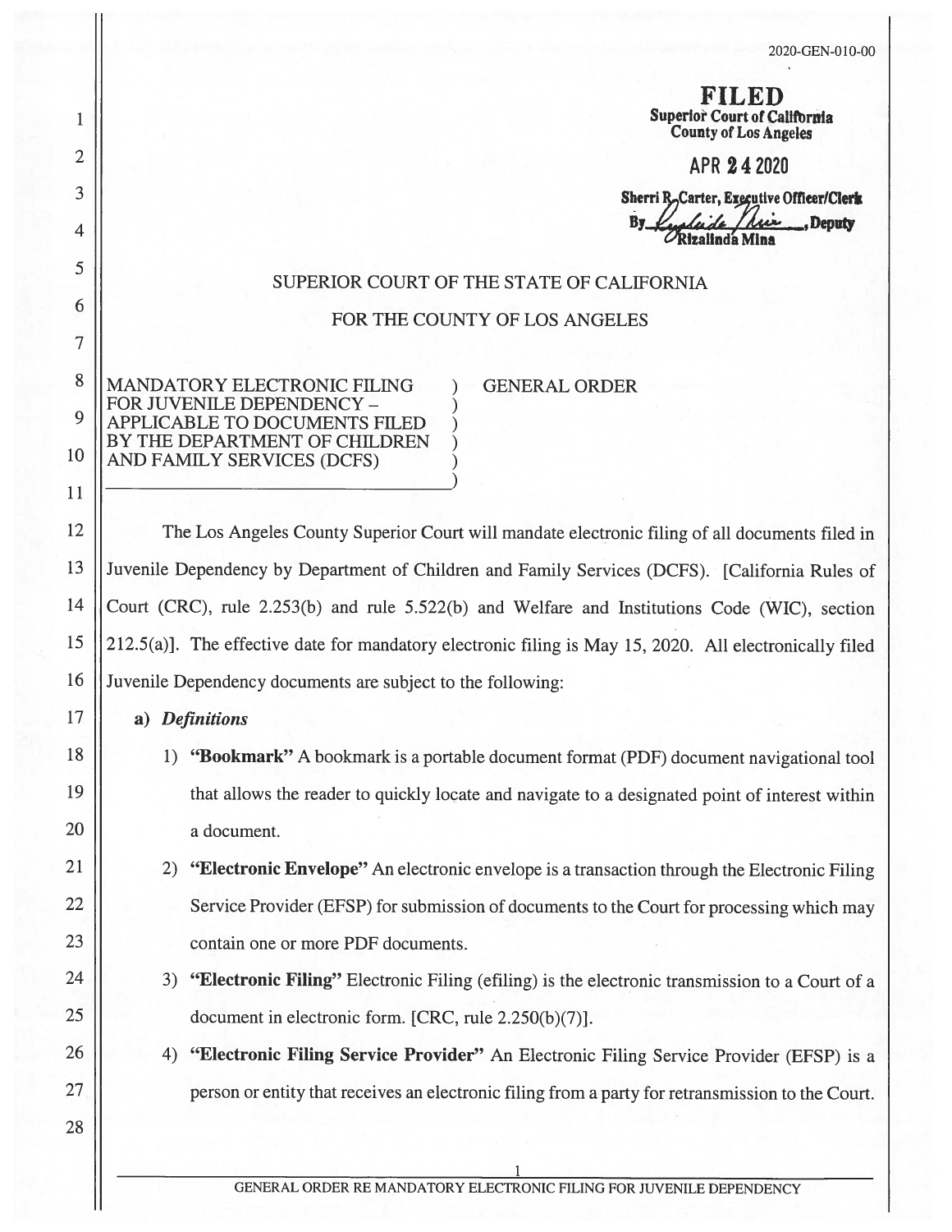2020-GEN-010-00

**FILED**
**Superior Court of California**
**County of Los Angeles**

**APR 24 2020**

**Sherri R. Carter, Executive Officer/Clerk**
**By Rizalinda Mina, Deputy**

SUPERIOR COURT OF THE STATE OF CALIFORNIA

FOR THE COUNTY OF LOS ANGELES

MANDATORY ELECTRONIC FILING FOR JUVENILE DEPENDENCY – APPLICABLE TO DOCUMENTS FILED BY THE DEPARTMENT OF CHILDREN AND FAMILY SERVICES (DCFS)

GENERAL ORDER

The Los Angeles County Superior Court will mandate electronic filing of all documents filed in Juvenile Dependency by Department of Children and Family Services (DCFS). [California Rules of Court (CRC), rule 2.253(b) and rule 5.522(b) and Welfare and Institutions Code (WIC), section 212.5(a)]. The effective date for mandatory electronic filing is May 15, 2020. All electronically filed Juvenile Dependency documents are subject to the following:

**a)** ***Definitions***

1) **"Bookmark"** A bookmark is a portable document format (PDF) document navigational tool that allows the reader to quickly locate and navigate to a designated point of interest within a document.

2) **"Electronic Envelope"** An electronic envelope is a transaction through the Electronic Filing Service Provider (EFSP) for submission of documents to the Court for processing which may contain one or more PDF documents.

3) **"Electronic Filing"** Electronic Filing (efiling) is the electronic transmission to a Court of a document in electronic form. [CRC, rule 2.250(b)(7)].

4) **"Electronic Filing Service Provider"** An Electronic Filing Service Provider (EFSP) is a person or entity that receives an electronic filing from a party for retransmission to the Court.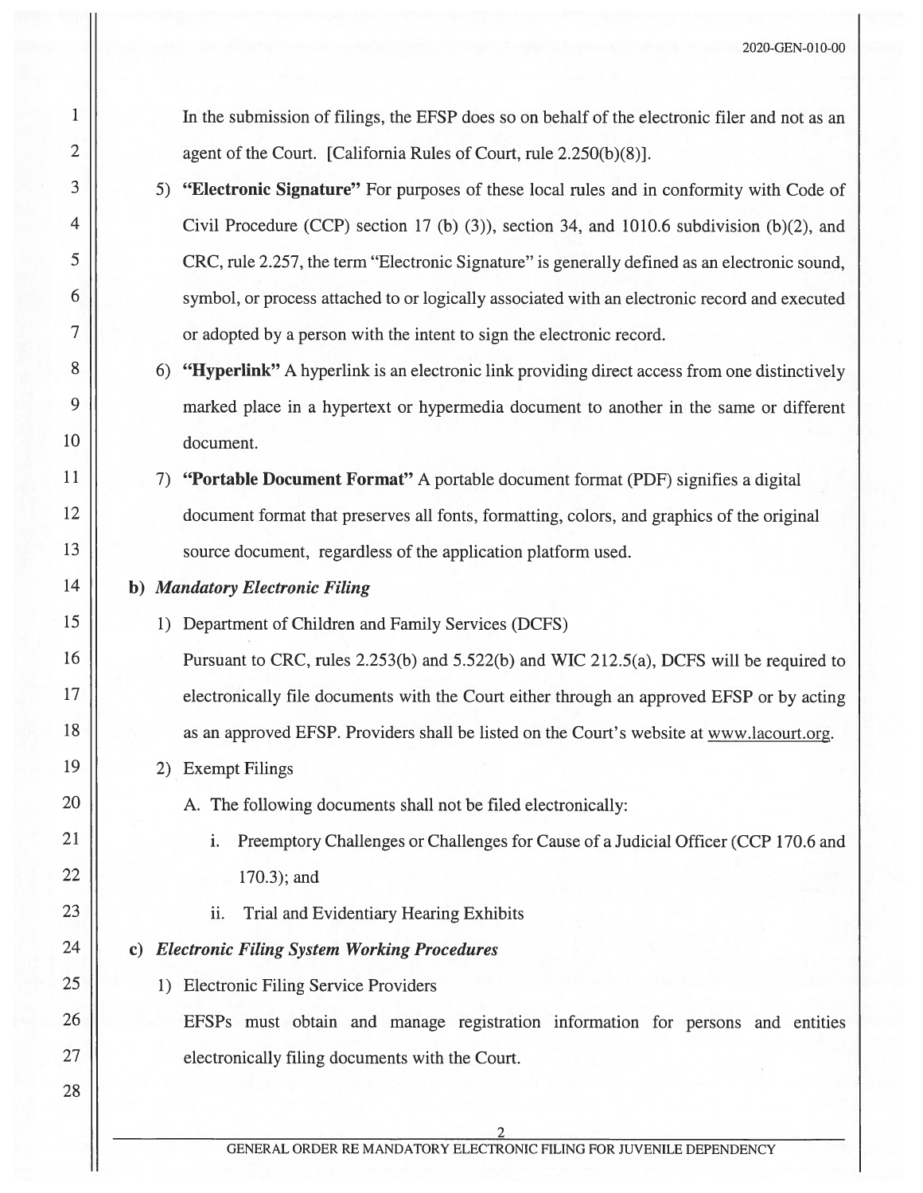In the submission of filings, the EFSP does so on behalf of the electronic filer and not as an agent of the Court. [California Rules of Court, rule 2.250(b)(8)].

5) **"Electronic Signature"** For purposes of these local rules and in conformity with Code of Civil Procedure (CCP) section 17 (b) (3)), section 34, and 1010.6 subdivision (b)(2), and CRC, rule 2.257, the term "Electronic Signature" is generally defined as an electronic sound, symbol, or process attached to or logically associated with an electronic record and executed or adopted by a person with the intent to sign the electronic record.

6) **"Hyperlink"** A hyperlink is an electronic link providing direct access from one distinctively marked place in a hypertext or hypermedia document to another in the same or different document.

7) **"Portable Document Format"** A portable document format (PDF) signifies a digital document format that preserves all fonts, formatting, colors, and graphics of the original source document, regardless of the application platform used.

**b)** ***Mandatory Electronic Filing***

1) Department of Children and Family Services (DCFS)

Pursuant to CRC, rules 2.253(b) and 5.522(b) and WIC 212.5(a), DCFS will be required to electronically file documents with the Court either through an approved EFSP or by acting as an approved EFSP. Providers shall be listed on the Court's website at www.lacourt.org.

2) Exempt Filings

A. The following documents shall not be filed electronically:

i. Preemptory Challenges or Challenges for Cause of a Judicial Officer (CCP 170.6 and 170.3); and

ii. Trial and Evidentiary Hearing Exhibits

**c)** ***Electronic Filing System Working Procedures***

1) Electronic Filing Service Providers

EFSPs must obtain and manage registration information for persons and entities electronically filing documents with the Court.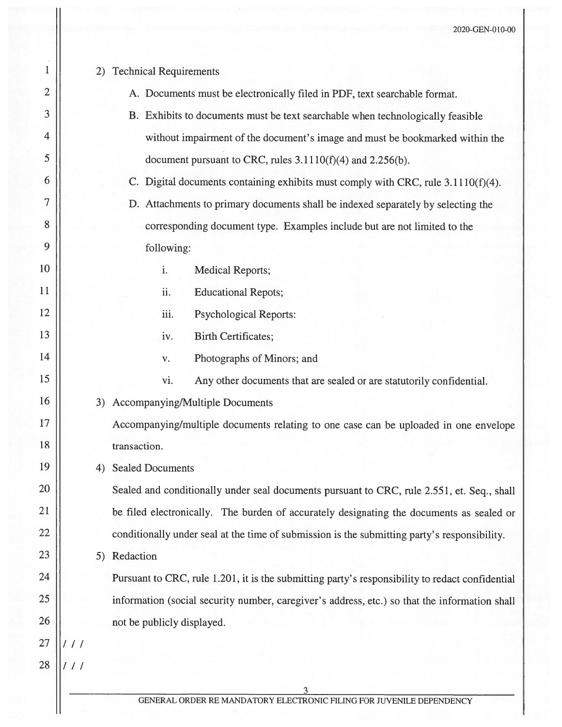2) Technical Requirements

   A. Documents must be electronically filed in PDF, text searchable format.

   B. Exhibits to documents must be text searchable when technologically feasible without impairment of the document's image and must be bookmarked within the document pursuant to CRC, rules 3.1110(f)(4) and 2.256(b).

   C. Digital documents containing exhibits must comply with CRC, rule 3.1110(f)(4).

   D. Attachments to primary documents shall be indexed separately by selecting the corresponding document type. Examples include but are not limited to the following:

      i. Medical Reports;

      ii. Educational Repots;

      iii. Psychological Reports:

      iv. Birth Certificates;

      v. Photographs of Minors; and

      vi. Any other documents that are sealed or are statutorily confidential.

3) Accompanying/Multiple Documents

   Accompanying/multiple documents relating to one case can be uploaded in one envelope transaction.

4) Sealed Documents

   Sealed and conditionally under seal documents pursuant to CRC, rule 2.551, et. Seq., shall be filed electronically. The burden of accurately designating the documents as sealed or conditionally under seal at the time of submission is the submitting party's responsibility.

5) Redaction

   Pursuant to CRC, rule 1.201, it is the submitting party's responsibility to redact confidential information (social security number, caregiver's address, etc.) so that the information shall not be publicly displayed.

/ / /

/ / /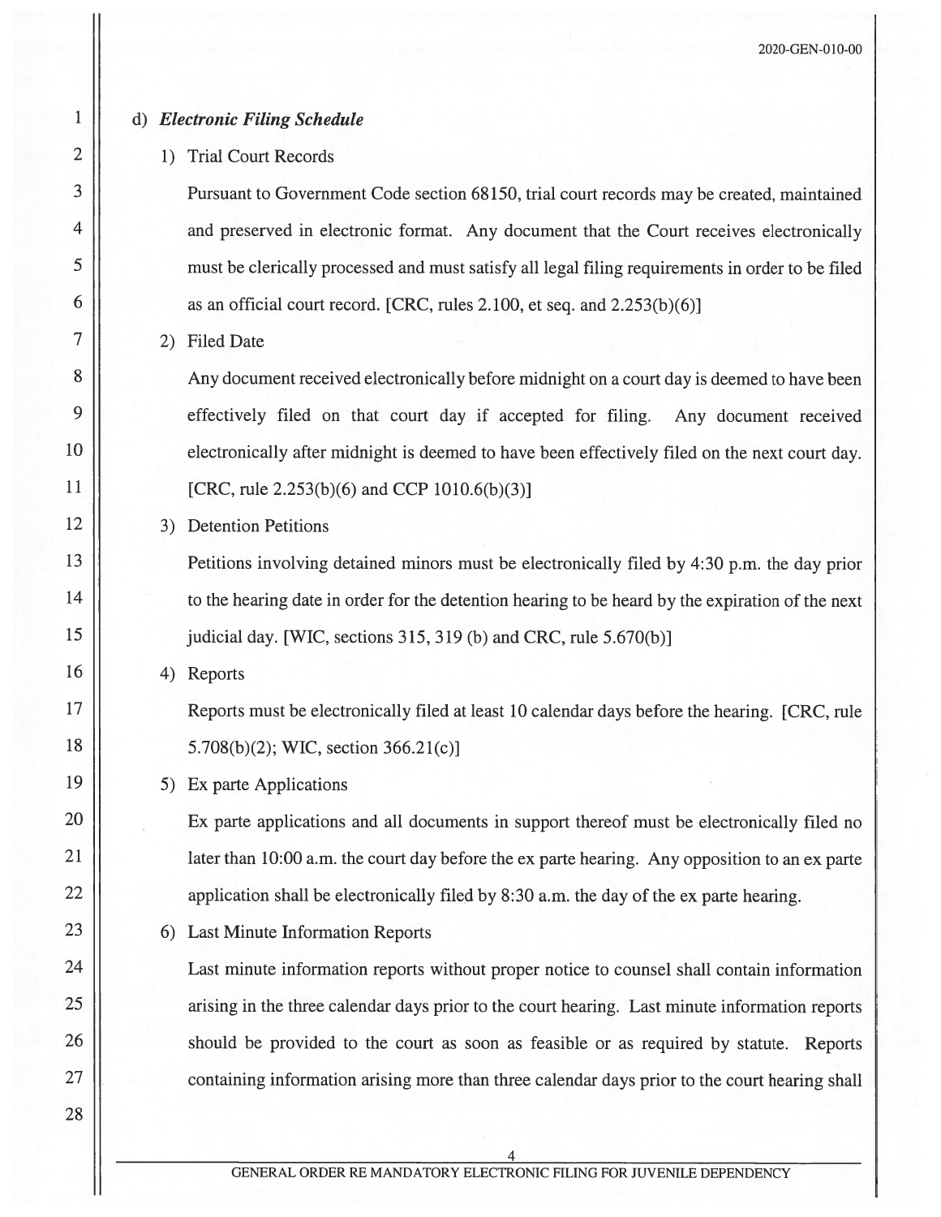d) ***Electronic Filing Schedule***

1) Trial Court Records

Pursuant to Government Code section 68150, trial court records may be created, maintained and preserved in electronic format. Any document that the Court receives electronically must be clerically processed and must satisfy all legal filing requirements in order to be filed as an official court record. [CRC, rules 2.100, et seq. and 2.253(b)(6)]

2) Filed Date

Any document received electronically before midnight on a court day is deemed to have been effectively filed on that court day if accepted for filing. Any document received electronically after midnight is deemed to have been effectively filed on the next court day. [CRC, rule 2.253(b)(6) and CCP 1010.6(b)(3)]

3) Detention Petitions

Petitions involving detained minors must be electronically filed by 4:30 p.m. the day prior to the hearing date in order for the detention hearing to be heard by the expiration of the next judicial day. [WIC, sections 315, 319 (b) and CRC, rule 5.670(b)]

4) Reports

Reports must be electronically filed at least 10 calendar days before the hearing. [CRC, rule 5.708(b)(2); WIC, section 366.21(c)]

5) Ex parte Applications

Ex parte applications and all documents in support thereof must be electronically filed no later than 10:00 a.m. the court day before the ex parte hearing. Any opposition to an ex parte application shall be electronically filed by 8:30 a.m. the day of the ex parte hearing.

6) Last Minute Information Reports

Last minute information reports without proper notice to counsel shall contain information arising in the three calendar days prior to the court hearing. Last minute information reports should be provided to the court as soon as feasible or as required by statute. Reports containing information arising more than three calendar days prior to the court hearing shall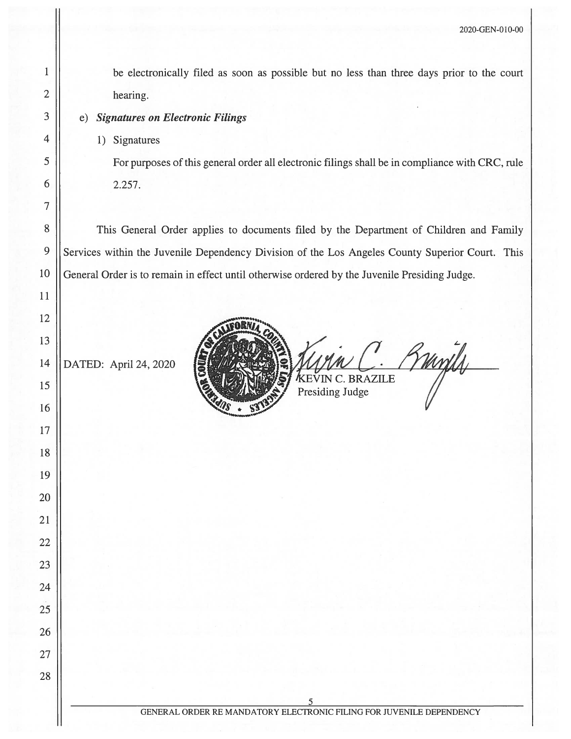be electronically filed as soon as possible but no less than three days prior to the court hearing.

e) ***Signatures on Electronic Filings***

1) Signatures

For purposes of this general order all electronic filings shall be in compliance with CRC, rule 2.257.

This General Order applies to documents filed by the Department of Children and Family Services within the Juvenile Dependency Division of the Los Angeles County Superior Court. This General Order is to remain in effect until otherwise ordered by the Juvenile Presiding Judge.

DATED: April 24, 2020

KEVIN C. BRAZILE
Presiding Judge